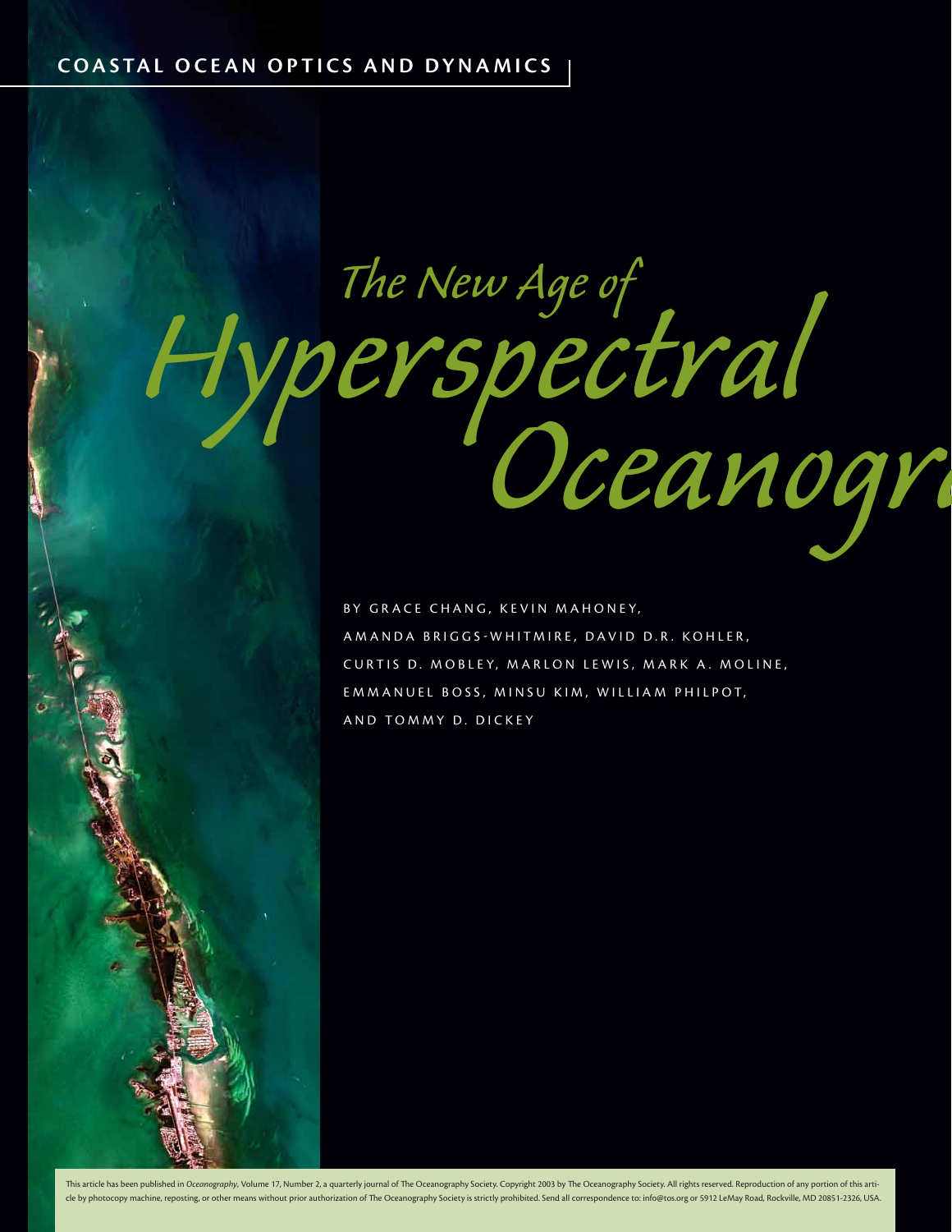COASTAL OCEAN OPTICS AND DYNAMICS

# The New Age of Hyperspectral Oceanography

BY GRACE CHANG, KEVIN MAHONEY, AMANDA BRIGGS-WHITMIRE, DAVID D.R. KOHLER, CURTIS D. MOBLEY, MARLON LEWIS, MARK A. MOLINE, EMMANUEL BOSS, MINSU KIM, WILLIAM PHILPOT, AND TOMMY D. DICKEY

This article has been published in *Oceanography*, Volume 17, Number 2, a quarterly journal of The Oceanography Society. Copyright 2003 by The Oceanography Society. All rights reserved. Reproduction of any portion of this article by photocopy machine, reposting, or other means without prior authorization of The Oceanography Society is strictly prohibited. Send all correspondence to: info@tos.org or 5912 LeMay Road, Rockville, MD 20851-2326, USA.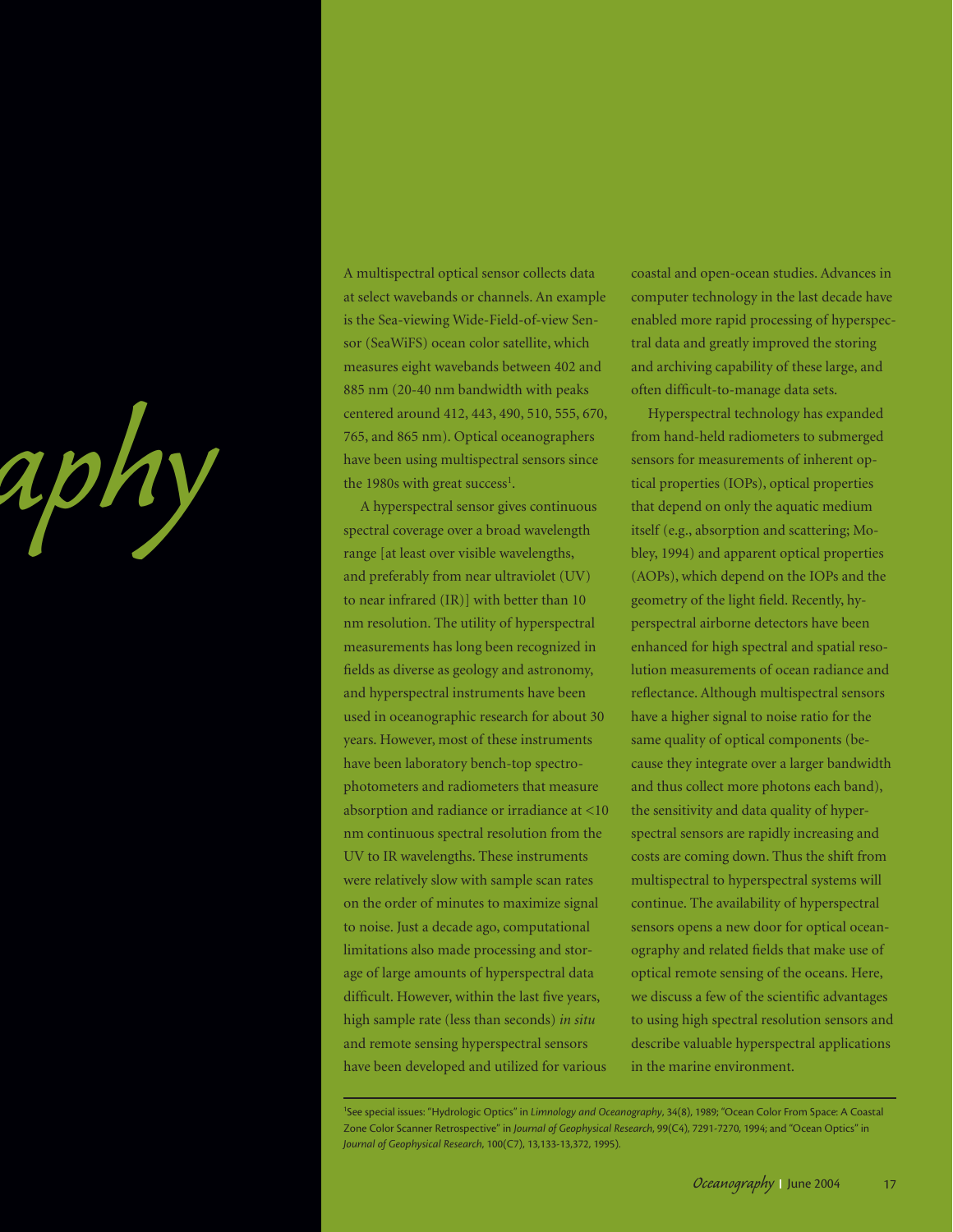A multispectral optical sensor collects data at select wavebands or channels. An example is the Sea-viewing Wide-Field-of-view Sensor (SeaWiFS) ocean color satellite, which measures eight wavebands between 402 and 885 nm (20-40 nm bandwidth with peaks centered around 412, 443, 490, 510, 555, 670, 765, and 865 nm). Optical oceanographers have been using multispectral sensors since the 1980s with great success[1].

A hyperspectral sensor gives continuous spectral coverage over a broad wavelength range [at least over visible wavelengths, and preferably from near ultraviolet (UV) to near infrared (IR)] with better than 10 nm resolution. The utility of hyperspectral measurements has long been recognized in fields as diverse as geology and astronomy, and hyperspectral instruments have been used in oceanographic research for about 30 years. However, most of these instruments have been laboratory bench-top spectrophotometers and radiometers that measure absorption and radiance or irradiance at <10 nm continuous spectral resolution from the UV to IR wavelengths. These instruments were relatively slow with sample scan rates on the order of minutes to maximize signal to noise. Just a decade ago, computational limitations also made processing and storage of large amounts of hyperspectral data difficult. However, within the last five years, high sample rate (less than seconds) *in situ* and remote sensing hyperspectral sensors have been developed and utilized for various coastal and open-ocean studies. Advances in computer technology in the last decade have enabled more rapid processing of hyperspectral data and greatly improved the storing and archiving capability of these large, and often difficult-to-manage data sets.

Hyperspectral technology has expanded from hand-held radiometers to submerged sensors for measurements of inherent optical properties (IOPs), optical properties that depend on only the aquatic medium itself (e.g., absorption and scattering; Mobley, 1994) and apparent optical properties (AOPs), which depend on the IOPs and the geometry of the light field. Recently, hyperspectral airborne detectors have been enhanced for high spectral and spatial resolution measurements of ocean radiance and reflectance. Although multispectral sensors have a higher signal to noise ratio for the same quality of optical components (because they integrate over a larger bandwidth and thus collect more photons each band), the sensitivity and data quality of hyperspectral sensors are rapidly increasing and costs are coming down. Thus the shift from multispectral to hyperspectral systems will continue. The availability of hyperspectral sensors opens a new door for optical oceanography and related fields that make use of optical remote sensing of the oceans. Here, we discuss a few of the scientific advantages to using high spectral resolution sensors and describe valuable hyperspectral applications in the marine environment.

---

[1] See special issues: "Hydrologic Optics" in *Limnology and Oceanography*, 34(8), 1989; "Ocean Color From Space: A Coastal Zone Color Scanner Retrospective" in *Journal of Geophysical Research*, 99(C4), 7291-7270, 1994; and "Ocean Optics" in *Journal of Geophysical Research*, 100(C7), 13,133-13,372, 1995).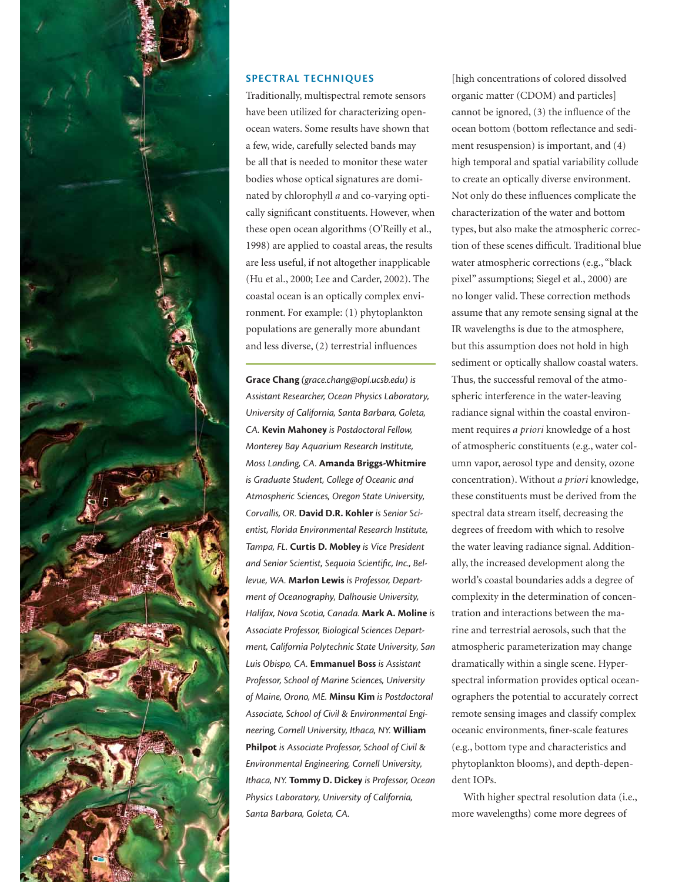## SPECTRAL TECHNIQUES

Traditionally, multispectral remote sensors have been utilized for characterizing open-ocean waters. Some results have shown that a few, wide, carefully selected bands may be all that is needed to monitor these water bodies whose optical signatures are dominated by chlorophyll *a* and co-varying optically significant constituents. However, when these open ocean algorithms (O'Reilly et al., 1998) are applied to coastal areas, the results are less useful, if not altogether inapplicable (Hu et al., 2000; Lee and Carder, 2002). The coastal ocean is an optically complex environment. For example: (1) phytoplankton populations are generally more abundant and less diverse, (2) terrestrial influences [high concentrations of colored dissolved organic matter (CDOM) and particles] cannot be ignored, (3) the influence of the ocean bottom (bottom reflectance and sediment resuspension) is important, and (4) high temporal and spatial variability collude to create an optically diverse environment. Not only do these influences complicate the characterization of the water and bottom types, but also make the atmospheric correction of these scenes difficult. Traditional blue water atmospheric corrections (e.g., "black pixel" assumptions; Siegel et al., 2000) are no longer valid. These correction methods assume that any remote sensing signal at the IR wavelengths is due to the atmosphere, but this assumption does not hold in high sediment or optically shallow coastal waters. Thus, the successful removal of the atmospheric interference in the water-leaving radiance signal within the coastal environment requires *a priori* knowledge of a host of atmospheric constituents (e.g., water column vapor, aerosol type and density, ozone concentration). Without *a priori* knowledge, these constituents must be derived from the spectral data stream itself, decreasing the degrees of freedom with which to resolve the water leaving radiance signal. Additionally, the increased development along the world's coastal boundaries adds a degree of complexity in the determination of concentration and interactions between the marine and terrestrial aerosols, such that the atmospheric parameterization may change dramatically within a single scene. Hyperspectral information provides optical oceanographers the potential to accurately correct remote sensing images and classify complex oceanic environments, finer-scale features (e.g., bottom type and characteristics and phytoplankton blooms), and depth-dependent IOPs.

With higher spectral resolution data (i.e., more wavelengths) come more degrees of

---

**Grace Chang** (*grace.chang@opl.ucsb.edu*) *is Assistant Researcher, Ocean Physics Laboratory, University of California, Santa Barbara, Goleta, CA.* **Kevin Mahoney** *is Postdoctoral Fellow, Monterey Bay Aquarium Research Institute, Moss Landing, CA.* **Amanda Briggs-Whitmire** *is Graduate Student, College of Oceanic and Atmospheric Sciences, Oregon State University, Corvallis, OR.* **David D.R. Kohler** *is Senior Scientist, Florida Environmental Research Institute, Tampa, FL.* **Curtis D. Mobley** *is Vice President and Senior Scientist, Sequoia Scientific, Inc., Bellevue, WA.* **Marlon Lewis** *is Professor, Department of Oceanography, Dalhousie University, Halifax, Nova Scotia, Canada.* **Mark A. Moline** *is Associate Professor, Biological Sciences Department, California Polytechnic State University, San Luis Obispo, CA.* **Emmanuel Boss** *is Assistant Professor, School of Marine Sciences, University of Maine, Orono, ME.* **Minsu Kim** *is Postdoctoral Associate, School of Civil & Environmental Engineering, Cornell University, Ithaca, NY.* **William Philpot** *is Associate Professor, School of Civil & Environmental Engineering, Cornell University, Ithaca, NY.* **Tommy D. Dickey** *is Professor, Ocean Physics Laboratory, University of California, Santa Barbara, Goleta, CA.*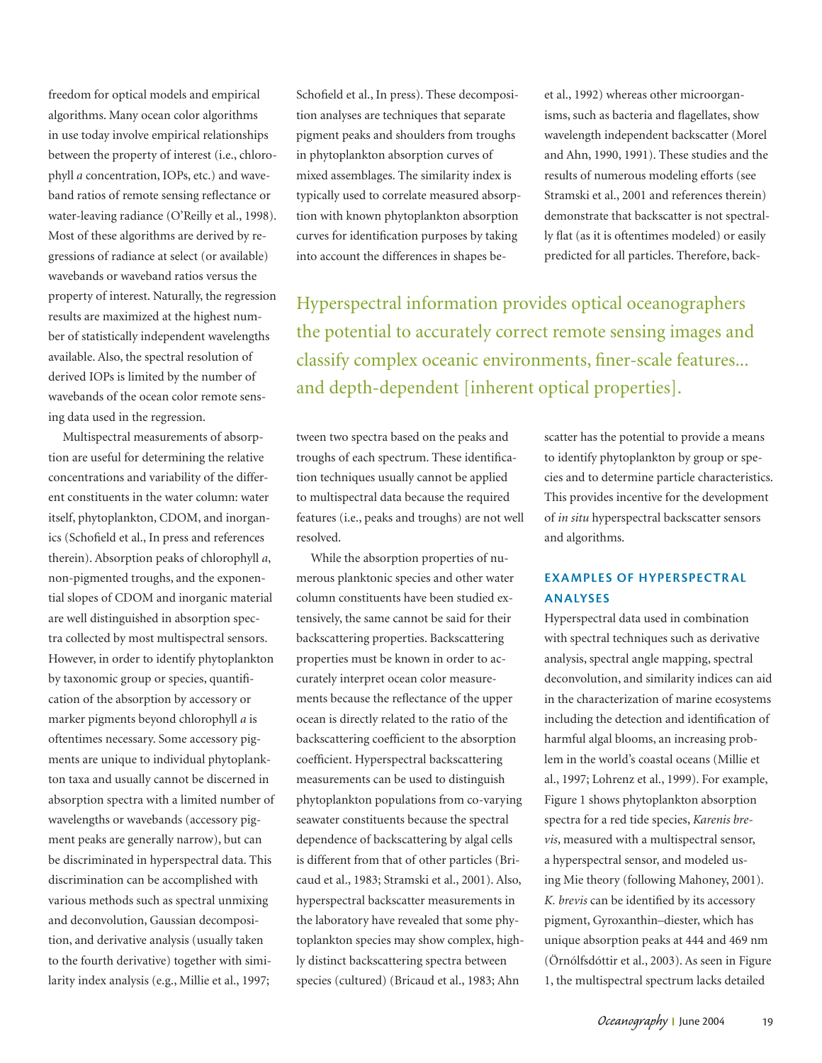freedom for optical models and empirical algorithms. Many ocean color algorithms in use today involve empirical relationships between the property of interest (i.e., chlorophyll *a* concentration, IOPs, etc.) and waveband ratios of remote sensing reflectance or water-leaving radiance (O'Reilly et al., 1998). Most of these algorithms are derived by regressions of radiance at select (or available) wavebands or waveband ratios versus the property of interest. Naturally, the regression results are maximized at the highest number of statistically independent wavelengths available. Also, the spectral resolution of derived IOPs is limited by the number of wavebands of the ocean color remote sensing data used in the regression.

Multispectral measurements of absorption are useful for determining the relative concentrations and variability of the different constituents in the water column: water itself, phytoplankton, CDOM, and inorganics (Schofield et al., In press and references therein). Absorption peaks of chlorophyll *a*, non-pigmented troughs, and the exponential slopes of CDOM and inorganic material are well distinguished in absorption spectra collected by most multispectral sensors. However, in order to identify phytoplankton by taxonomic group or species, quantification of the absorption by accessory or marker pigments beyond chlorophyll *a* is oftentimes necessary. Some accessory pigments are unique to individual phytoplankton taxa and usually cannot be discerned in absorption spectra with a limited number of wavelengths or wavebands (accessory pigment peaks are generally narrow), but can be discriminated in hyperspectral data. This discrimination can be accomplished with various methods such as spectral unmixing and deconvolution, Gaussian decomposition, and derivative analysis (usually taken to the fourth derivative) together with similarity index analysis (e.g., Millie et al., 1997; Schofield et al., In press). These decomposition analyses are techniques that separate pigment peaks and shoulders from troughs in phytoplankton absorption curves of mixed assemblages. The similarity index is typically used to correlate measured absorption with known phytoplankton absorption curves for identification purposes by taking into account the differences in shapes between two spectra based on the peaks and troughs of each spectrum. These identification techniques usually cannot be applied to multispectral data because the required features (i.e., peaks and troughs) are not well resolved.

> Hyperspectral information provides optical oceanographers the potential to accurately correct remote sensing images and classify complex oceanic environments, finer-scale features... and depth-dependent [inherent optical properties].

While the absorption properties of numerous planktonic species and other water column constituents have been studied extensively, the same cannot be said for their backscattering properties. Backscattering properties must be known in order to accurately interpret ocean color measurements because the reflectance of the upper ocean is directly related to the ratio of the backscattering coefficient to the absorption coefficient. Hyperspectral backscattering measurements can be used to distinguish phytoplankton populations from co-varying seawater constituents because the spectral dependence of backscattering by algal cells is different from that of other particles (Bricaud et al., 1983; Stramski et al., 2001). Also, hyperspectral backscatter measurements in the laboratory have revealed that some phytoplankton species may show complex, highly distinct backscattering spectra between species (cultured) (Bricaud et al., 1983; Ahn et al., 1992) whereas other microorganisms, such as bacteria and flagellates, show wavelength independent backscatter (Morel and Ahn, 1990, 1991). These studies and the results of numerous modeling efforts (see Stramski et al., 2001 and references therein) demonstrate that backscatter is not spectrally flat (as it is oftentimes modeled) or easily predicted for all particles. Therefore, backscatter has the potential to provide a means to identify phytoplankton by group or species and to determine particle characteristics. This provides incentive for the development of *in situ* hyperspectral backscatter sensors and algorithms.

## EXAMPLES OF HYPERSPECTRAL ANALYSES

Hyperspectral data used in combination with spectral techniques such as derivative analysis, spectral angle mapping, spectral deconvolution, and similarity indices can aid in the characterization of marine ecosystems including the detection and identification of harmful algal blooms, an increasing problem in the world's coastal oceans (Millie et al., 1997; Lohrenz et al., 1999). For example, Figure 1 shows phytoplankton absorption spectra for a red tide species, *Karenis brevis*, measured with a multispectral sensor, a hyperspectral sensor, and modeled using Mie theory (following Mahoney, 2001). *K. brevis* can be identified by its accessory pigment, Gyroxanthin–diester, which has unique absorption peaks at 444 and 469 nm (Örnólfsdóttir et al., 2003). As seen in Figure 1, the multispectral spectrum lacks detailed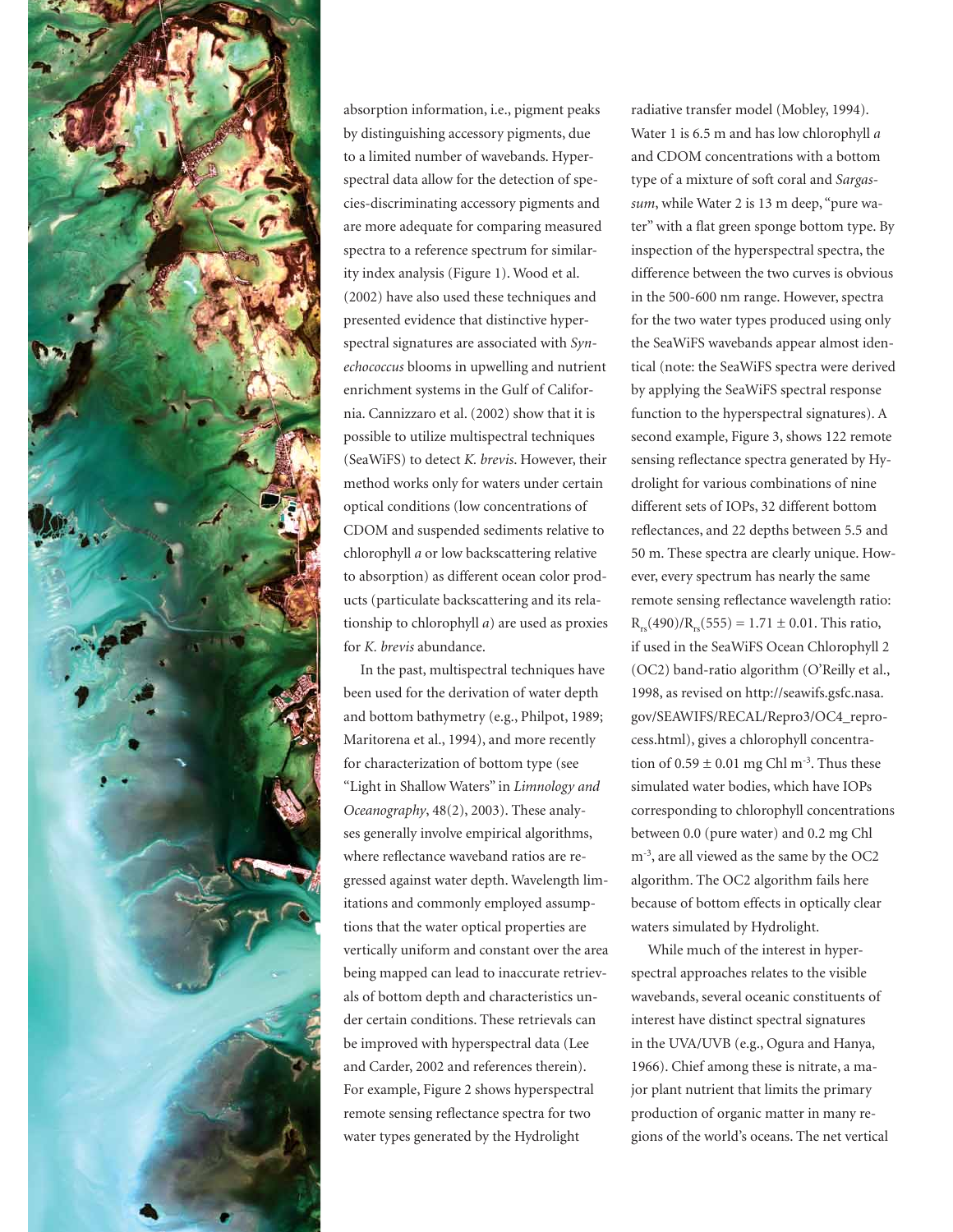absorption information, i.e., pigment peaks by distinguishing accessory pigments, due to a limited number of wavebands. Hyperspectral data allow for the detection of species-discriminating accessory pigments and are more adequate for comparing measured spectra to a reference spectrum for similarity index analysis (Figure 1). Wood et al. (2002) have also used these techniques and presented evidence that distinctive hyperspectral signatures are associated with *Synechococcus* blooms in upwelling and nutrient enrichment systems in the Gulf of California. Cannizzaro et al. (2002) show that it is possible to utilize multispectral techniques (SeaWiFS) to detect *K. brevis*. However, their method works only for waters under certain optical conditions (low concentrations of CDOM and suspended sediments relative to chlorophyll *a* or low backscattering relative to absorption) as different ocean color products (particulate backscattering and its relationship to chlorophyll *a*) are used as proxies for *K. brevis* abundance.

In the past, multispectral techniques have been used for the derivation of water depth and bottom bathymetry (e.g., Philpot, 1989; Maritorena et al., 1994), and more recently for characterization of bottom type (see "Light in Shallow Waters" in *Limnology and Oceanography*, 48(2), 2003). These analyses generally involve empirical algorithms, where reflectance waveband ratios are regressed against water depth. Wavelength limitations and commonly employed assumptions that the water optical properties are vertically uniform and constant over the area being mapped can lead to inaccurate retrievals of bottom depth and characteristics under certain conditions. These retrievals can be improved with hyperspectral data (Lee and Carder, 2002 and references therein). For example, Figure 2 shows hyperspectral remote sensing reflectance spectra for two water types generated by the Hydrolight radiative transfer model (Mobley, 1994). Water 1 is 6.5 m and has low chlorophyll *a* and CDOM concentrations with a bottom type of a mixture of soft coral and *Sargassum*, while Water 2 is 13 m deep, "pure water" with a flat green sponge bottom type. By inspection of the hyperspectral spectra, the difference between the two curves is obvious in the 500-600 nm range. However, spectra for the two water types produced using only the SeaWiFS wavebands appear almost identical (note: the SeaWiFS spectra were derived by applying the SeaWiFS spectral response function to the hyperspectral signatures). A second example, Figure 3, shows 122 remote sensing reflectance spectra generated by Hydrolight for various combinations of nine different sets of IOPs, 32 different bottom reflectances, and 22 depths between 5.5 and 50 m. These spectra are clearly unique. However, every spectrum has nearly the same remote sensing reflectance wavelength ratio: $R_{rs}(490)/R_{rs}(555) = 1.71 \pm 0.01$. This ratio, if used in the SeaWiFS Ocean Chlorophyll 2 (OC2) band-ratio algorithm (O'Reilly et al., 1998, as revised on http://seawifs.gsfc.nasa.gov/SEAWIFS/RECAL/Repro3/OC4_reprocess.html), gives a chlorophyll concentration of $0.59 \pm 0.01$ mg Chl m$^{-3}$. Thus these simulated water bodies, which have IOPs corresponding to chlorophyll concentrations between 0.0 (pure water) and 0.2 mg Chl m$^{-3}$, are all viewed as the same by the OC2 algorithm. The OC2 algorithm fails here because of bottom effects in optically clear waters simulated by Hydrolight.

While much of the interest in hyperspectral approaches relates to the visible wavebands, several oceanic constituents of interest have distinct spectral signatures in the UVA/UVB (e.g., Ogura and Hanya, 1966). Chief among these is nitrate, a major plant nutrient that limits the primary production of organic matter in many regions of the world's oceans. The net vertical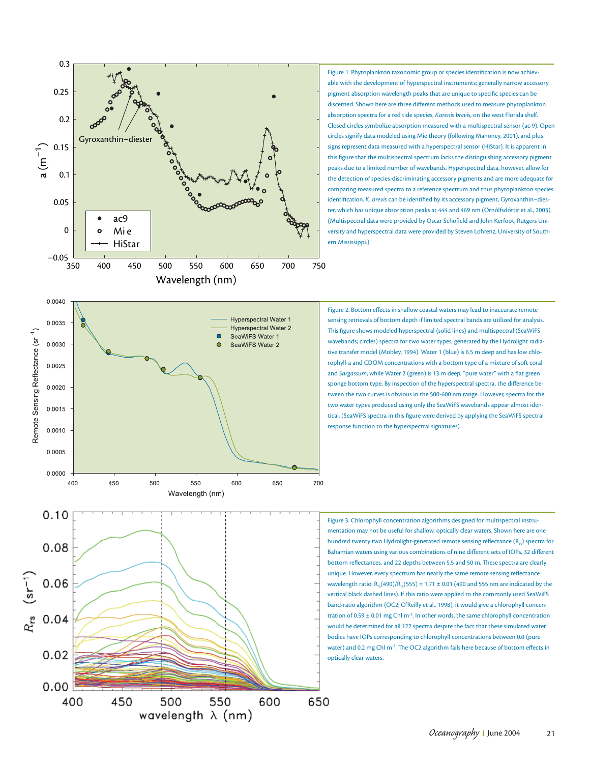Figure 1. Phytoplankton taxonomic group or species identification is now achievable with the development of hyperspectral instruments; generally narrow accessory pigment absorption wavelength peaks that are unique to specific species can be discerned. Shown here are three different methods used to measure phytoplankton absorption spectra for a red tide species, *Karenis brevis*, on the west Florida shelf. Closed circles symbolize absorption measured with a multispectral sensor (ac-9). Open circles signify data modeled using Mie theory (following Mahoney, 2001), and plus signs represent data measured with a hyperspectral sensor (HiStar). It is apparent in this figure that the multispectral spectrum lacks the distinguishing accessory pigment peaks due to a limited number of wavebands. Hyperspectral data, however, allow for the detection of species-discriminating accessory pigments and are more adequate for comparing measured spectra to a reference spectrum and thus phytoplankton species identification. *K. brevis* can be identified by its accessory pigment, Gyroxanthin–diester, which has unique absorption peaks at 444 and 469 nm (Örnólfsdóttir et al., 2003). (Multispectral data were provided by Oscar Schofield and John Kerfoot, Rutgers University and hyperspectral data were provided by Steven Lohrenz, University of Southern Mississippi.)

Figure 2. Bottom effects in shallow coastal waters may lead to inaccurate remote sensing retrievals of bottom depth if limited spectral bands are utilized for analysis. This figure shows modeled hyperspectral (solid lines) and multispectral (SeaWiFS wavebands; circles) spectra for two water types, generated by the Hydrolight radiative transfer model (Mobley, 1994). Water 1 (blue) is 6.5 m deep and has low chlorophyll-a and CDOM concentrations with a bottom type of a mixture of soft coral and *Sargassum*, while Water 2 (green) is 13 m deep, "pure water" with a flat green sponge bottom type. By inspection of the hyperspectral spectra, the difference between the two curves is obvious in the 500-600 nm range. However, spectra for the two water types produced using only the SeaWiFS wavebands appear almost identical. (SeaWiFS spectra in this figure were derived by applying the SeaWiFS spectral response function to the hyperspectral signatures).

Figure 3. Chlorophyll concentration algorithms designed for multispectral instrumentation may not be useful for shallow, optically clear waters. Shown here are one hundred twenty two Hydrolight-generated remote sensing reflectance ($R_{rs}$) spectra for Bahamian waters using various combinations of nine different sets of IOPs, 32 different bottom reflectances, and 22 depths between 5.5 and 50 m. These spectra are clearly unique. However, every spectrum has nearly the same remote sensing reflectance wavelength ratio: $R_{rs}(490)/R_{rs}(555) = 1.71 \pm 0.01$ (490 and 555 nm are indicated by the vertical black dashed lines). If this ratio were applied to the commonly used SeaWiFS band-ratio algorithm (OC2; O'Reilly et al., 1998), it would give a chlorophyll concentration of $0.59 \pm 0.01$ mg Chl m$^{-3}$. In other words, the same chlorophyll concentration would be determined for all 122 spectra despite the fact that these simulated water bodies have IOPs corresponding to chlorophyll concentrations between 0.0 (pure water) and 0.2 mg Chl m$^{-3}$. The OC2 algorithm fails here because of bottom effects in optically clear waters.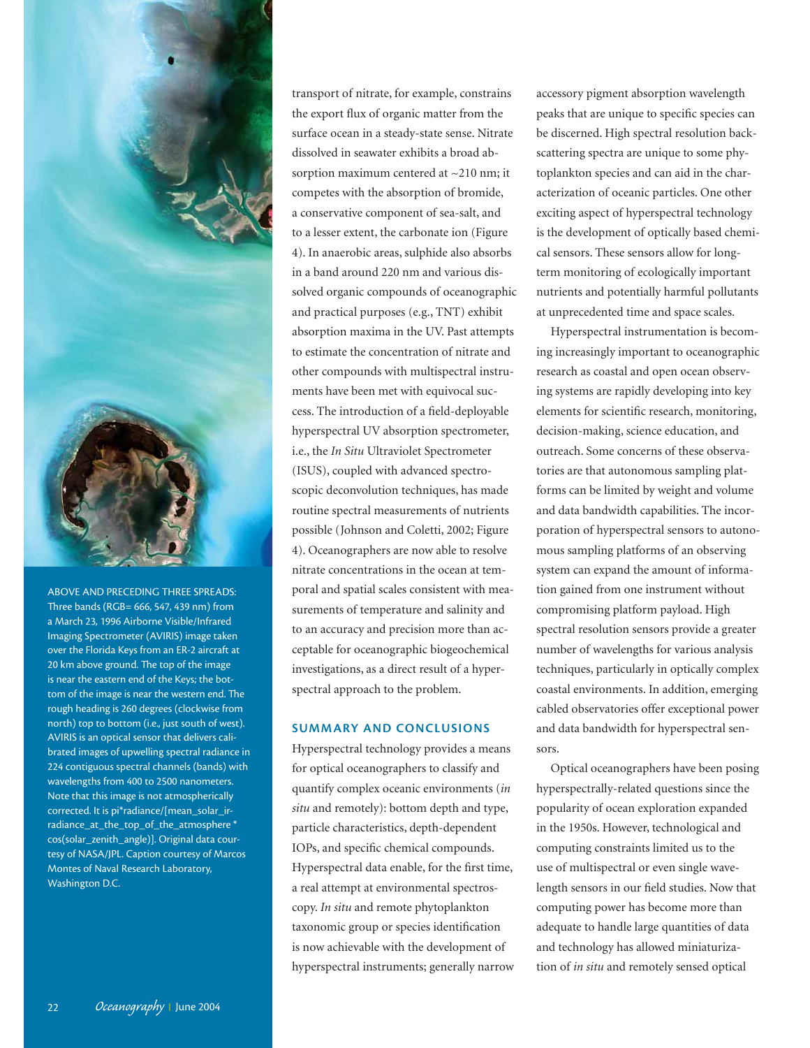ABOVE AND PRECEDING THREE SPREADS: Three bands (RGB= 666, 547, 439 nm) from a March 23, 1996 Airborne Visible/Infrared Imaging Spectrometer (AVIRIS) image taken over the Florida Keys from an ER-2 aircraft at 20 km above ground. The top of the image is near the eastern end of the Keys; the bottom of the image is near the western end. The rough heading is 260 degrees (clockwise from north) top to bottom (i.e., just south of west). AVIRIS is an optical sensor that delivers calibrated images of upwelling spectral radiance in 224 contiguous spectral channels (bands) with wavelengths from 400 to 2500 nanometers. Note that this image is not atmospherically corrected. It is pi*radiance/[mean_solar_irradiance_at_the_top_of_the_atmosphere * cos(solar_zenith_angle)]. Original data courtesy of NASA/JPL. Caption courtesy of Marcos Montes of Naval Research Laboratory, Washington D.C.

transport of nitrate, for example, constrains the export flux of organic matter from the surface ocean in a steady-state sense. Nitrate dissolved in seawater exhibits a broad absorption maximum centered at ~210 nm; it competes with the absorption of bromide, a conservative component of sea-salt, and to a lesser extent, the carbonate ion (Figure 4). In anaerobic areas, sulphide also absorbs in a band around 220 nm and various dissolved organic compounds of oceanographic and practical purposes (e.g., TNT) exhibit absorption maxima in the UV. Past attempts to estimate the concentration of nitrate and other compounds with multispectral instruments have been met with equivocal success. The introduction of a field-deployable hyperspectral UV absorption spectrometer, i.e., the *In Situ* Ultraviolet Spectrometer (ISUS), coupled with advanced spectroscopic deconvolution techniques, has made routine spectral measurements of nutrients possible (Johnson and Coletti, 2002; Figure 4). Oceanographers are now able to resolve nitrate concentrations in the ocean at temporal and spatial scales consistent with measurements of temperature and salinity and to an accuracy and precision more than acceptable for oceanographic biogeochemical investigations, as a direct result of a hyperspectral approach to the problem.

## SUMMARY AND CONCLUSIONS

Hyperspectral technology provides a means for optical oceanographers to classify and quantify complex oceanic environments (*in situ* and remotely): bottom depth and type, particle characteristics, depth-dependent IOPs, and specific chemical compounds. Hyperspectral data enable, for the first time, a real attempt at environmental spectroscopy. *In situ* and remote phytoplankton taxonomic group or species identification is now achievable with the development of hyperspectral instruments; generally narrow accessory pigment absorption wavelength peaks that are unique to specific species can be discerned. High spectral resolution backscattering spectra are unique to some phytoplankton species and can aid in the characterization of oceanic particles. One other exciting aspect of hyperspectral technology is the development of optically based chemical sensors. These sensors allow for long-term monitoring of ecologically important nutrients and potentially harmful pollutants at unprecedented time and space scales.

Hyperspectral instrumentation is becoming increasingly important to oceanographic research as coastal and open ocean observing systems are rapidly developing into key elements for scientific research, monitoring, decision-making, science education, and outreach. Some concerns of these observatories are that autonomous sampling platforms can be limited by weight and volume and data bandwidth capabilities. The incorporation of hyperspectral sensors to autonomous sampling platforms of an observing system can expand the amount of information gained from one instrument without compromising platform payload. High spectral resolution sensors provide a greater number of wavelengths for various analysis techniques, particularly in optically complex coastal environments. In addition, emerging cabled observatories offer exceptional power and data bandwidth for hyperspectral sensors.

Optical oceanographers have been posing hyperspectrally-related questions since the popularity of ocean exploration expanded in the 1950s. However, technological and computing constraints limited us to the use of multispectral or even single wavelength sensors in our field studies. Now that computing power has become more than adequate to handle large quantities of data and technology has allowed miniaturization of *in situ* and remotely sensed optical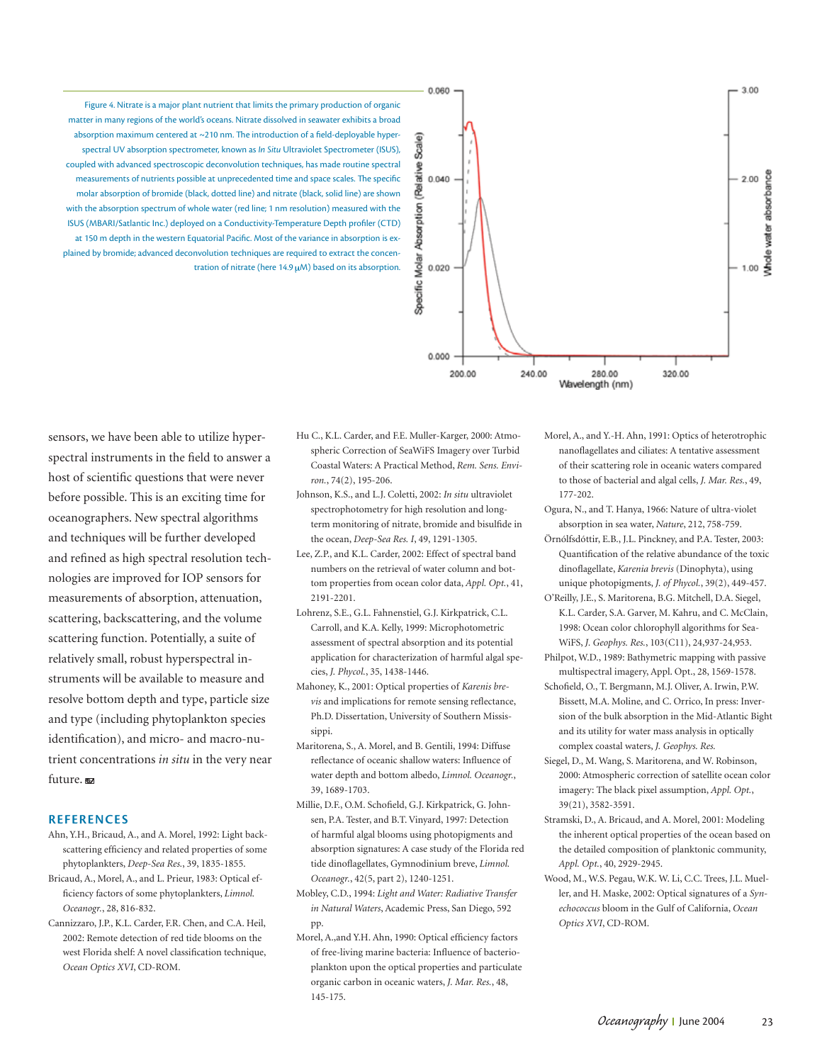Figure 4. Nitrate is a major plant nutrient that limits the primary production of organic matter in many regions of the world's oceans. Nitrate dissolved in seawater exhibits a broad absorption maximum centered at ~210 nm. The introduction of a field-deployable hyperspectral UV absorption spectrometer, known as *In Situ* Ultraviolet Spectrometer (ISUS), coupled with advanced spectroscopic deconvolution techniques, has made routine spectral measurements of nutrients possible at unprecedented time and space scales. The specific molar absorption of bromide (black, dotted line) and nitrate (black, solid line) are shown with the absorption spectrum of whole water (red line; 1 nm resolution) measured with the ISUS (MBARI/Satlantic Inc.) deployed on a Conductivity-Temperature Depth profiler (CTD) at 150 m depth in the western Equatorial Pacific. Most of the variance in absorption is explained by bromide; advanced deconvolution techniques are required to extract the concentration of nitrate (here 14.9 μM) based on its absorption.

Specific Molar Absorption (Relative Scale)
0.060
0.040
0.020
0.000
Whole water absorbance
3.00
2.00
1.00
200.00
240.00
280.00
320.00
Wavelength (nm)

sensors, we have been able to utilize hyperspectral instruments in the field to answer a host of scientific questions that were never before possible. This is an exciting time for oceanographers. New spectral algorithms and techniques will be further developed and refined as high spectral resolution technologies are improved for IOP sensors for measurements of absorption, attenuation, scattering, backscattering, and the volume scattering function. Potentially, a suite of relatively small, robust hyperspectral instruments will be available to measure and resolve bottom depth and type, particle size and type (including phytoplankton species identification), and micro- and macro-nutrient concentrations *in situ* in the very near future.

## REFERENCES

Ahn, Y.H., Bricaud, A., and A. Morel, 1992: Light backscattering efficiency and related properties of some phytoplankters, *Deep-Sea Res.*, 39, 1835-1855.

Bricaud, A., Morel, A., and L. Prieur, 1983: Optical efficiency factors of some phytoplankters, *Limnol. Oceanogr.*, 28, 816-832.

Cannizzaro, J.P., K.L. Carder, F.R. Chen, and C.A. Heil, 2002: Remote detection of red tide blooms on the west Florida shelf: A novel classification technique, *Ocean Optics XVI*, CD-ROM.

Hu C., K.L. Carder, and F.E. Muller-Karger, 2000: Atmospheric Correction of SeaWiFS Imagery over Turbid Coastal Waters: A Practical Method, *Rem. Sens. Environ.*, 74(2), 195-206.

Johnson, K.S., and L.J. Coletti, 2002: *In situ* ultraviolet spectrophotometry for high resolution and long-term monitoring of nitrate, bromide and bisulfide in the ocean, *Deep-Sea Res. I*, 49, 1291-1305.

Lee, Z.P., and K.L. Carder, 2002: Effect of spectral band numbers on the retrieval of water column and bottom properties from ocean color data, *Appl. Opt.*, 41, 2191-2201.

Lohrenz, S.E., G.L. Fahnenstiel, G.J. Kirkpatrick, C.L. Carroll, and K.A. Kelly, 1999: Microphotometric assessment of spectral absorption and its potential application for characterization of harmful algal species, *J. Phycol.*, 35, 1438-1446.

Mahoney, K., 2001: Optical properties of *Karenis brevis* and implications for remote sensing reflectance, Ph.D. Dissertation, University of Southern Mississippi.

Maritorena, S., A. Morel, and B. Gentili, 1994: Diffuse reflectance of oceanic shallow waters: Influence of water depth and bottom albedo, *Limnol. Oceanogr.*, 39, 1689-1703.

Millie, D.F., O.M. Schofield, G.J. Kirkpatrick, G. Johnsen, P.A. Tester, and B.T. Vinyard, 1997: Detection of harmful algal blooms using photopigments and absorption signatures: A case study of the Florida red tide dinoflagellates, Gymnodinium breve, *Limnol. Oceanogr.*, 42(5, part 2), 1240-1251.

Mobley, C.D., 1994: *Light and Water: Radiative Transfer in Natural Waters*, Academic Press, San Diego, 592 pp.

Morel, A.,and Y.H. Ahn, 1990: Optical efficiency factors of free-living marine bacteria: Influence of bacterioplankton upon the optical properties and particulate organic carbon in oceanic waters, *J. Mar. Res.*, 48, 145-175.

Morel, A., and Y.-H. Ahn, 1991: Optics of heterotrophic nanoflagellates and ciliates: A tentative assessment of their scattering role in oceanic waters compared to those of bacterial and algal cells, *J. Mar. Res.*, 49, 177-202.

Ogura, N., and T. Hanya, 1966: Nature of ultra-violet absorption in sea water, *Nature*, 212, 758-759.

Örnólfsdóttir, E.B., J.L. Pinckney, and P.A. Tester, 2003: Quantification of the relative abundance of the toxic dinoflagellate, *Karenia brevis* (Dinophyta), using unique photopigments, *J. of Phycol.*, 39(2), 449-457.

O'Reilly, J.E., S. Maritorena, B.G. Mitchell, D.A. Siegel, K.L. Carder, S.A. Garver, M. Kahru, and C. McClain, 1998: Ocean color chlorophyll algorithms for SeaWiFS, *J. Geophys. Res.*, 103(C11), 24,937-24,953.

Philpot, W.D., 1989: Bathymetric mapping with passive multispectral imagery, Appl. Opt., 28, 1569-1578.

Schofield, O., T. Bergmann, M.J. Oliver, A. Irwin, P.W. Bissett, M.A. Moline, and C. Orrico, In press: Inversion of the bulk absorption in the Mid-Atlantic Bight and its utility for water mass analysis in optically complex coastal waters, *J. Geophys. Res.*

Siegel, D., M. Wang, S. Maritorena, and W. Robinson, 2000: Atmospheric correction of satellite ocean color imagery: The black pixel assumption, *Appl. Opt.*, 39(21), 3582-3591.

Stramski, D., A. Bricaud, and A. Morel, 2001: Modeling the inherent optical properties of the ocean based on the detailed composition of planktonic community, *Appl. Opt.*, 40, 2929-2945.

Wood, M., W.S. Pegau, W.K. W. Li, C.C. Trees, J.L. Mueller, and H. Maske, 2002: Optical signatures of a *Synechococcus* bloom in the Gulf of California, *Ocean Optics XVI*, CD-ROM.